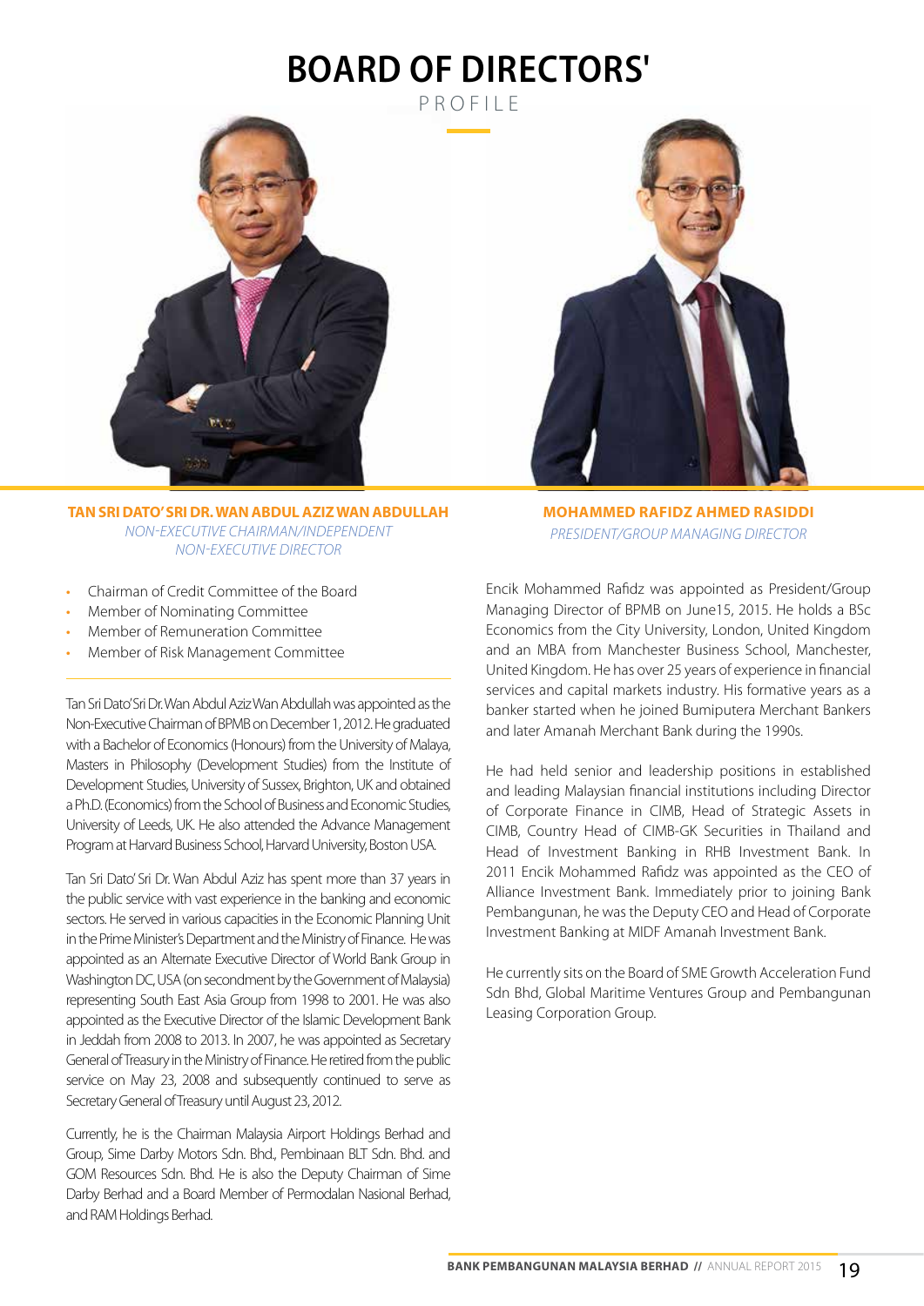# BOARD OF DIRECTORS'

PROFILE

### TAN SRI DATO' SRI DR. WAN ABDUL AZIZ WAN ABDULLAH

*NON-EXECUTIVE CHAIRMAN/INDEPENDENT NON-EXECUTIVE DIRECTOR*

- Chairman of Credit Committee of the Board
- Member of Nominating Committee
- Member of Remuneration Committee
- Member of Risk Management Committee

Tan Sri Dato' Sri Dr. Wan Abdul Aziz Wan Abdullah was appointed as the Non-Executive Chairman of BPMB on December 1, 2012. He graduated with a Bachelor of Economics (Honours) from the University of Malaya, Masters in Philosophy (Development Studies) from the Institute of Development Studies, University of Sussex, Brighton, UK and obtained a Ph.D. (Economics) from the School of Business and Economic Studies, University of Leeds, UK. He also attended the Advance Management Program at Harvard Business School, Harvard University, Boston USA.

Tan Sri Dato' Sri Dr. Wan Abdul Aziz has spent more than 37 years in the public service with vast experience in the banking and economic sectors. He served in various capacities in the Economic Planning Unit in the Prime Minister's Department and the Ministry of Finance. He was appointed as an Alternate Executive Director of World Bank Group in Washington DC, USA (on secondment by the Government of Malaysia) representing South East Asia Group from 1998 to 2001. He was also appointed as the Executive Director of the Islamic Development Bank in Jeddah from 2008 to 2013. In 2007, he was appointed as Secretary General of Treasury in the Ministry of Finance. He retired from the public service on May 23, 2008 and subsequently continued to serve as Secretary General of Treasury until August 23, 2012.

Currently, he is the Chairman Malaysia Airport Holdings Berhad and Group, Sime Darby Motors Sdn. Bhd., Pembinaan BLT Sdn. Bhd. and GOM Resources Sdn. Bhd. He is also the Deputy Chairman of Sime Darby Berhad and a Board Member of Permodalan Nasional Berhad, and RAM Holdings Berhad.

### MOHAMMED RAFIDZ AHMED RASIDDI

*PRESIDENT/GROUP MANAGING DIRECTOR*

Encik Mohammed Rafidz was appointed as President/Group Managing Director of BPMB on June15, 2015. He holds a BSc Economics from the City University, London, United Kingdom and an MBA from Manchester Business School, Manchester, United Kingdom. He has over 25 years of experience in financial services and capital markets industry. His formative years as a banker started when he joined Bumiputera Merchant Bankers and later Amanah Merchant Bank during the 1990s.

He had held senior and leadership positions in established and leading Malaysian financial institutions including Director of Corporate Finance in CIMB, Head of Strategic Assets in CIMB, Country Head of CIMB-GK Securities in Thailand and Head of Investment Banking in RHB Investment Bank. In 2011 Encik Mohammed Rafidz was appointed as the CEO of Alliance Investment Bank. Immediately prior to joining Bank Pembangunan, he was the Deputy CEO and Head of Corporate Investment Banking at MIDF Amanah Investment Bank.

He currently sits on the Board of SME Growth Acceleration Fund Sdn Bhd, Global Maritime Ventures Group and Pembangunan Leasing Corporation Group.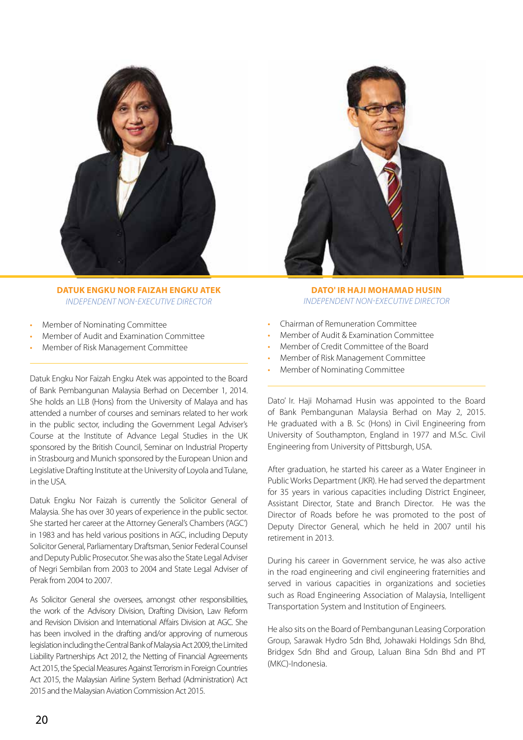## DATUK ENGKU NOR FAIZAH ENGKU ATEK

*INDEPENDENT NON-EXECUTIVE DIRECTOR*

- Member of Nominating Committee
- Member of Audit and Examination Committee
- Member of Risk Management Committee

Datuk Engku Nor Faizah Engku Atek was appointed to the Board of Bank Pembangunan Malaysia Berhad on December 1, 2014. She holds an LLB (Hons) from the University of Malaya and has attended a number of courses and seminars related to her work in the public sector, including the Government Legal Adviser's Course at the Institute of Advance Legal Studies in the UK sponsored by the British Council, Seminar on Industrial Property in Strasbourg and Munich sponsored by the European Union and Legislative Drafting Institute at the University of Loyola and Tulane, in the USA.

Datuk Engku Nor Faizah is currently the Solicitor General of Malaysia. She has over 30 years of experience in the public sector. She started her career at the Attorney General's Chambers ('AGC') in 1983 and has held various positions in AGC, including Deputy Solicitor General, Parliamentary Draftsman, Senior Federal Counsel and Deputy Public Prosecutor. She was also the State Legal Adviser of Negri Sembilan from 2003 to 2004 and State Legal Adviser of Perak from 2004 to 2007.

As Solicitor General she oversees, amongst other responsibilities, the work of the Advisory Division, Drafting Division, Law Reform and Revision Division and International Affairs Division at AGC. She has been involved in the drafting and/or approving of numerous legislation including the Central Bank of Malaysia Act 2009, the Limited Liability Partnerships Act 2012, the Netting of Financial Agreements Act 2015, the Special Measures Against Terrorism in Foreign Countries Act 2015, the Malaysian Airline System Berhad (Administration) Act 2015 and the Malaysian Aviation Commission Act 2015.

## DATO' IR HAJI MOHAMAD HUSIN

*INDEPENDENT NON-EXECUTIVE DIRECTOR*

- Chairman of Remuneration Committee
- Member of Audit & Examination Committee
- Member of Credit Committee of the Board
- Member of Risk Management Committee
- Member of Nominating Committee

Dato' Ir. Haji Mohamad Husin was appointed to the Board of Bank Pembangunan Malaysia Berhad on May 2, 2015. He graduated with a B. Sc (Hons) in Civil Engineering from University of Southampton, England in 1977 and M.Sc. Civil Engineering from University of Pittsburgh, USA.

After graduation, he started his career as a Water Engineer in Public Works Department (JKR). He had served the department for 35 years in various capacities including District Engineer, Assistant Director, State and Branch Director. He was the Director of Roads before he was promoted to the post of Deputy Director General, which he held in 2007 until his retirement in 2013.

During his career in Government service, he was also active in the road engineering and civil engineering fraternities and served in various capacities in organizations and societies such as Road Engineering Association of Malaysia, Intelligent Transportation System and Institution of Engineers.

He also sits on the Board of Pembangunan Leasing Corporation Group, Sarawak Hydro Sdn Bhd, Johawaki Holdings Sdn Bhd, Bridgex Sdn Bhd and Group, Laluan Bina Sdn Bhd and PT (MKC)-Indonesia.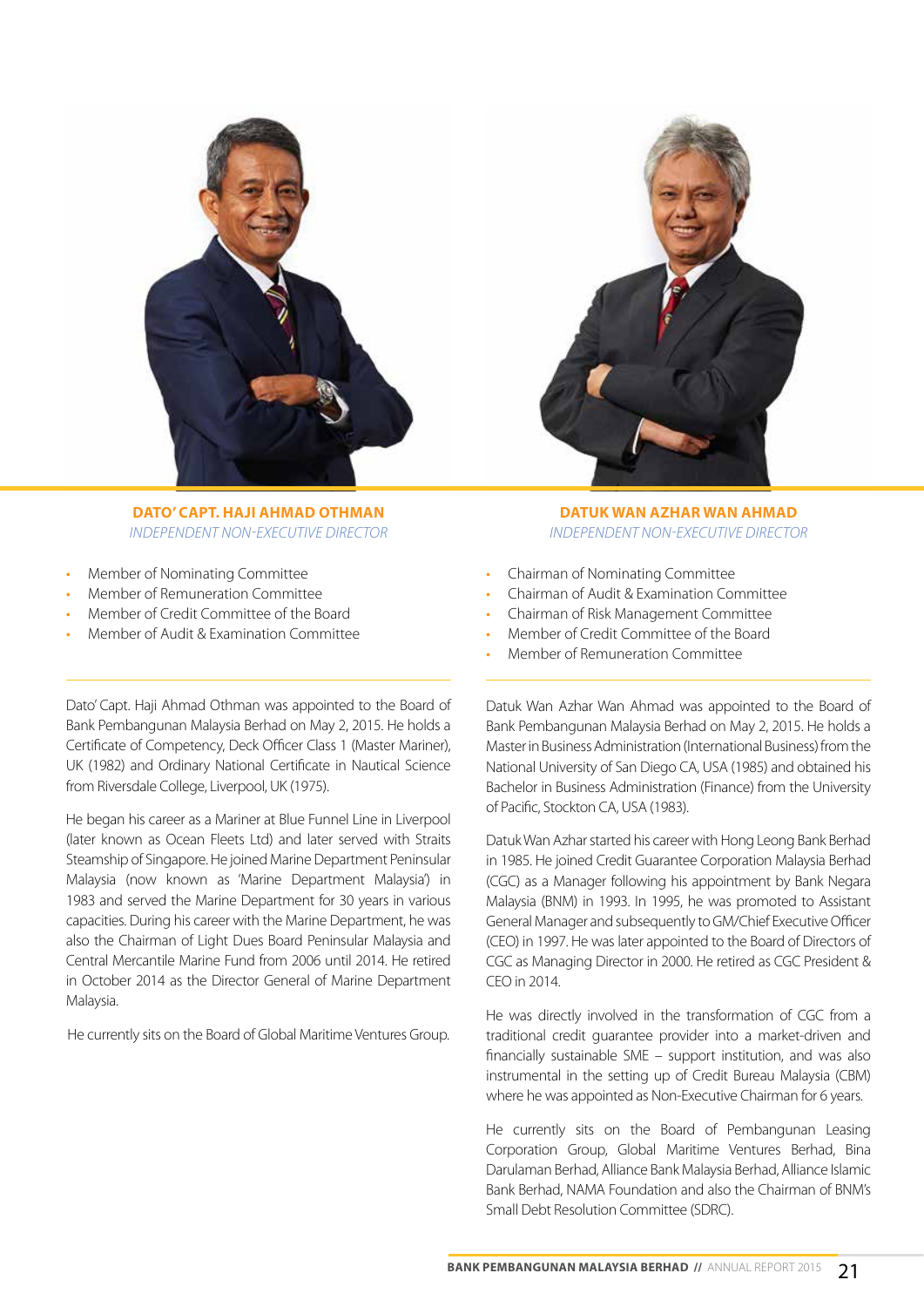## DATO' CAPT. HAJI AHMAD OTHMAN

*INDEPENDENT NON-EXECUTIVE DIRECTOR*

- Member of Nominating Committee
- Member of Remuneration Committee
- Member of Credit Committee of the Board
- Member of Audit & Examination Committee

Dato' Capt. Haji Ahmad Othman was appointed to the Board of Bank Pembangunan Malaysia Berhad on May 2, 2015. He holds a Certificate of Competency, Deck Officer Class 1 (Master Mariner), UK (1982) and Ordinary National Certificate in Nautical Science from Riversdale College, Liverpool, UK (1975).

He began his career as a Mariner at Blue Funnel Line in Liverpool (later known as Ocean Fleets Ltd) and later served with Straits Steamship of Singapore. He joined Marine Department Peninsular Malaysia (now known as 'Marine Department Malaysia') in 1983 and served the Marine Department for 30 years in various capacities. During his career with the Marine Department, he was also the Chairman of Light Dues Board Peninsular Malaysia and Central Mercantile Marine Fund from 2006 until 2014. He retired in October 2014 as the Director General of Marine Department Malaysia.

He currently sits on the Board of Global Maritime Ventures Group.

## DATUK WAN AZHAR WAN AHMAD

*INDEPENDENT NON-EXECUTIVE DIRECTOR*

- Chairman of Nominating Committee
- Chairman of Audit & Examination Committee
- Chairman of Risk Management Committee
- Member of Credit Committee of the Board
- Member of Remuneration Committee

Datuk Wan Azhar Wan Ahmad was appointed to the Board of Bank Pembangunan Malaysia Berhad on May 2, 2015. He holds a Master in Business Administration (International Business) from the National University of San Diego CA, USA (1985) and obtained his Bachelor in Business Administration (Finance) from the University of Pacific, Stockton CA, USA (1983).

Datuk Wan Azhar started his career with Hong Leong Bank Berhad in 1985. He joined Credit Guarantee Corporation Malaysia Berhad (CGC) as a Manager following his appointment by Bank Negara Malaysia (BNM) in 1993. In 1995, he was promoted to Assistant General Manager and subsequently to GM/Chief Executive Officer (CEO) in 1997. He was later appointed to the Board of Directors of CGC as Managing Director in 2000. He retired as CGC President & CEO in 2014.

He was directly involved in the transformation of CGC from a traditional credit guarantee provider into a market-driven and financially sustainable SME – support institution, and was also instrumental in the setting up of Credit Bureau Malaysia (CBM) where he was appointed as Non-Executive Chairman for 6 years.

He currently sits on the Board of Pembangunan Leasing Corporation Group, Global Maritime Ventures Berhad, Bina Darulaman Berhad, Alliance Bank Malaysia Berhad, Alliance Islamic Bank Berhad, NAMA Foundation and also the Chairman of BNM's Small Debt Resolution Committee (SDRC).